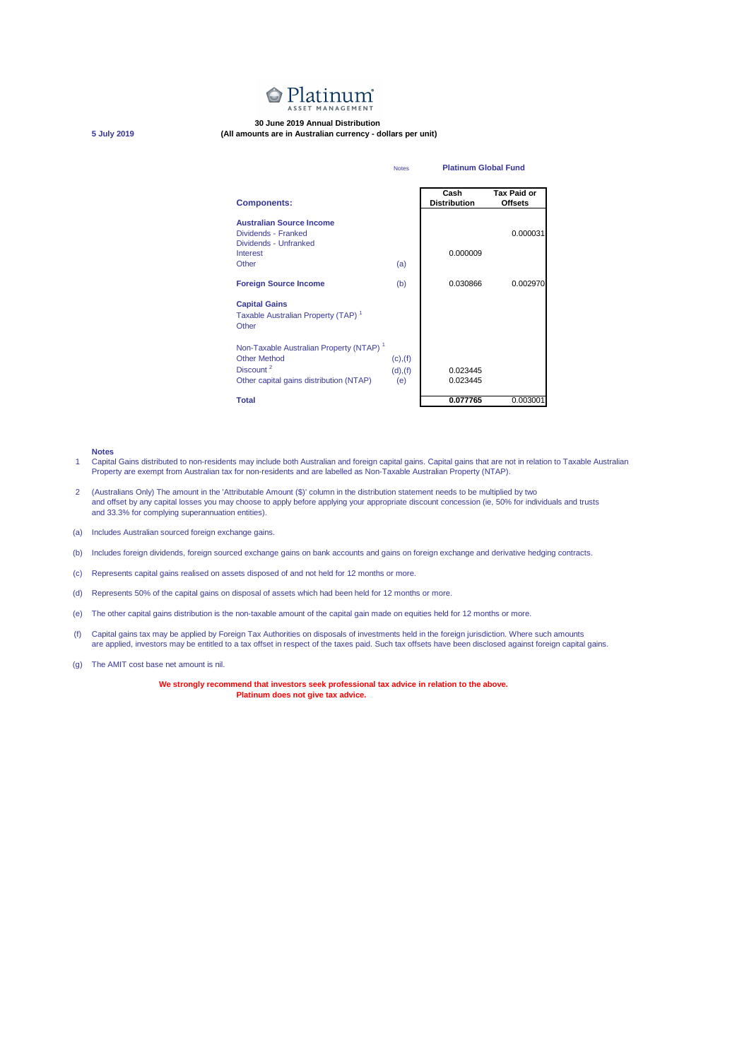Platinum ASSET MANAGEMENT

**5 July 2019**

**30 June 2019 Annual Distribution**
**(All amounts are in Australian currency - dollars per unit)**

**Platinum Global Fund**

| **Components:** | Notes | **Cash Distribution** | **Tax Paid or Offsets** |
|---|---|---|---|
| **Australian Source Income** | | | |
| Dividends - Franked | | | 0.000031 |
| Dividends - Unfranked | | | |
| Interest | | 0.000009 | |
| Other | (a) | | |
| **Foreign Source Income** | (b) | 0.030866 | 0.002970 |
| **Capital Gains** | | | |
| Taxable Australian Property (TAP) [1] | | | |
| Other | | | |
| Non-Taxable Australian Property (NTAP) [1] | | | |
| Other Method | (c),(f) | | |
| Discount [2] | (d),(f) | 0.023445 | |
| Other capital gains distribution (NTAP) | (e) | 0.023445 | |
| **Total** | | **0.077765** | 0.003001 |

**Notes**

1 Capital Gains distributed to non-residents may include both Australian and foreign capital gains. Capital gains that are not in relation to Taxable Australian Property are exempt from Australian tax for non-residents and are labelled as Non-Taxable Australian Property (NTAP).

2 (Australians Only) The amount in the 'Attributable Amount ($)' column in the distribution statement needs to be multiplied by two and offset by any capital losses you may choose to apply before applying your appropriate discount concession (ie, 50% for individuals and trusts and 33.3% for complying superannuation entities).

(a) Includes Australian sourced foreign exchange gains.

(b) Includes foreign dividends, foreign sourced exchange gains on bank accounts and gains on foreign exchange and derivative hedging contracts.

(c) Represents capital gains realised on assets disposed of and not held for 12 months or more.

(d) Represents 50% of the capital gains on disposal of assets which had been held for 12 months or more.

(e) The other capital gains distribution is the non-taxable amount of the capital gain made on equities held for 12 months or more.

(f) Capital gains tax may be applied by Foreign Tax Authorities on disposals of investments held in the foreign jurisdiction. Where such amounts are applied, investors may be entitled to a tax offset in respect of the taxes paid. Such tax offsets have been disclosed against foreign capital gains.

(g) The AMIT cost base net amount is nil.

**We strongly recommend that investors seek professional tax advice in relation to the above.**
**Platinum does not give tax advice.**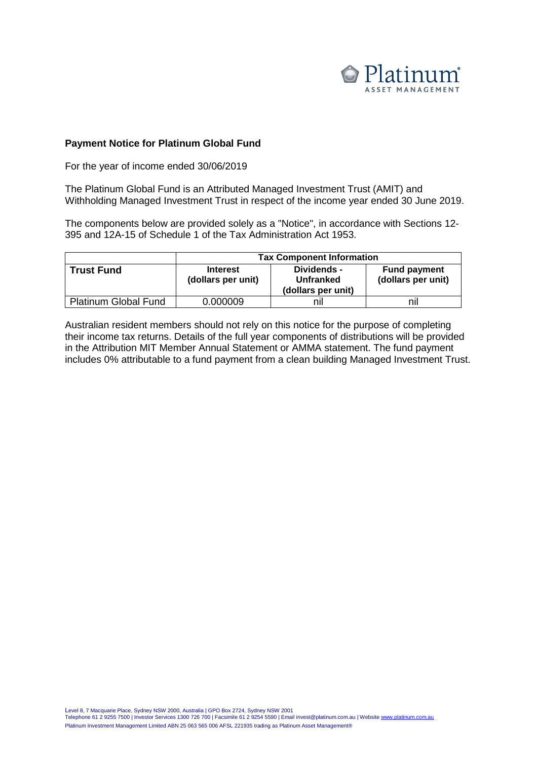**Payment Notice for Platinum Global Fund**

For the year of income ended 30/06/2019

The Platinum Global Fund is an Attributed Managed Investment Trust (AMIT) and Withholding Managed Investment Trust in respect of the income year ended 30 June 2019.

The components below are provided solely as a "Notice", in accordance with Sections 12-395 and 12A-15 of Schedule 1 of the Tax Administration Act 1953.

| | Tax Component Information | | |
|---|---|---|---|
| **Trust Fund** | **Interest (dollars per unit)** | **Dividends - Unfranked (dollars per unit)** | **Fund payment (dollars per unit)** |
| Platinum Global Fund | 0.000009 | nil | nil |

Australian resident members should not rely on this notice for the purpose of completing their income tax returns. Details of the full year components of distributions will be provided in the Attribution MIT Member Annual Statement or AMMA statement. The fund payment includes 0% attributable to a fund payment from a clean building Managed Investment Trust.

Level 8, 7 Macquarie Place, Sydney NSW 2000, Australia | GPO Box 2724, Sydney NSW 2001
Telephone 61 2 9255 7500 | Investor Services 1300 726 700 | Facsimile 61 2 9254 5590 | Email invest@platinum.com.au | Website www.platinum.com.au
Platinum Investment Management Limited ABN 25 063 565 006 AFSL 221935 trading as Platinum Asset Management®